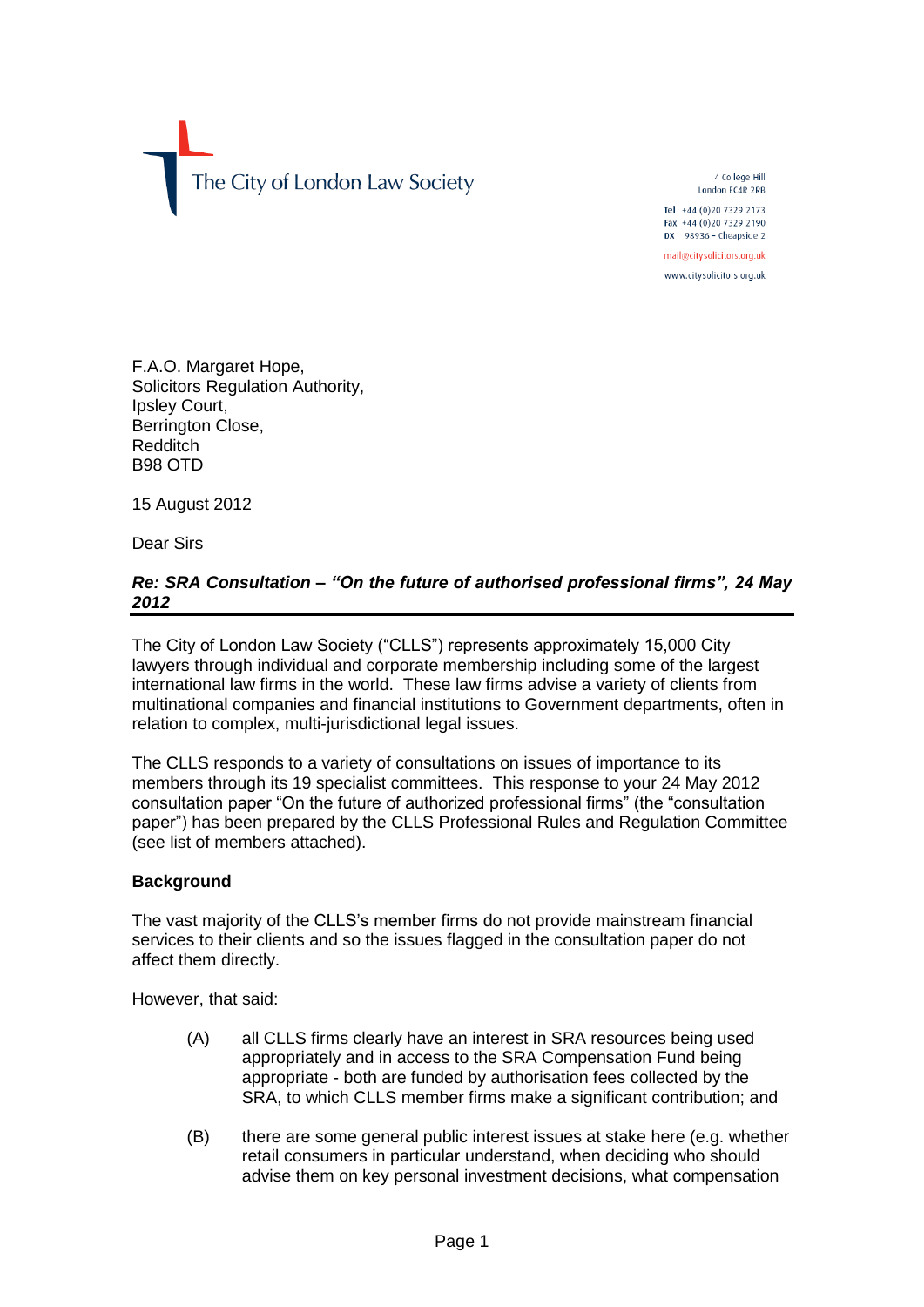The City of London Law Society

4 College Hill
London EC4R 2RB

Tel +44 (0)20 7329 2173
Fax +44 (0)20 7329 2190
DX 98936 – Cheapside 2

mail@citysolicitors.org.uk

www.citysolicitors.org.uk

F.A.O. Margaret Hope,
Solicitors Regulation Authority,
Ipsley Court,
Berrington Close,
Redditch
B98 OTD

15 August 2012

Dear Sirs

***Re: SRA Consultation – "On the future of authorised professional firms", 24 May 2012***

The City of London Law Society ("CLLS") represents approximately 15,000 City lawyers through individual and corporate membership including some of the largest international law firms in the world. These law firms advise a variety of clients from multinational companies and financial institutions to Government departments, often in relation to complex, multi-jurisdictional legal issues.

The CLLS responds to a variety of consultations on issues of importance to its members through its 19 specialist committees. This response to your 24 May 2012 consultation paper "On the future of authorized professional firms" (the "consultation paper") has been prepared by the CLLS Professional Rules and Regulation Committee (see list of members attached).

**Background**

The vast majority of the CLLS's member firms do not provide mainstream financial services to their clients and so the issues flagged in the consultation paper do not affect them directly.

However, that said:

(A) all CLLS firms clearly have an interest in SRA resources being used appropriately and in access to the SRA Compensation Fund being appropriate - both are funded by authorisation fees collected by the SRA, to which CLLS member firms make a significant contribution; and

(B) there are some general public interest issues at stake here (e.g. whether retail consumers in particular understand, when deciding who should advise them on key personal investment decisions, what compensation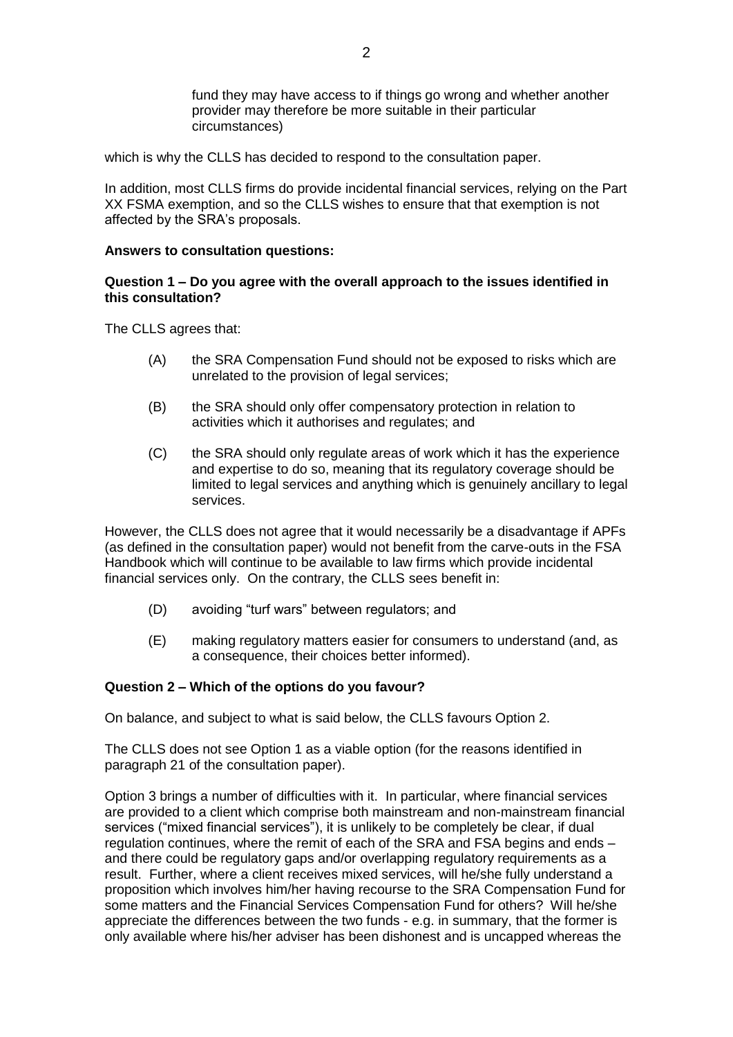fund they may have access to if things go wrong and whether another provider may therefore be more suitable in their particular circumstances)

which is why the CLLS has decided to respond to the consultation paper.

In addition, most CLLS firms do provide incidental financial services, relying on the Part XX FSMA exemption, and so the CLLS wishes to ensure that that exemption is not affected by the SRA's proposals.

**Answers to consultation questions:**

**Question 1 – Do you agree with the overall approach to the issues identified in this consultation?**

The CLLS agrees that:

(A) the SRA Compensation Fund should not be exposed to risks which are unrelated to the provision of legal services;

(B) the SRA should only offer compensatory protection in relation to activities which it authorises and regulates; and

(C) the SRA should only regulate areas of work which it has the experience and expertise to do so, meaning that its regulatory coverage should be limited to legal services and anything which is genuinely ancillary to legal services.

However, the CLLS does not agree that it would necessarily be a disadvantage if APFs (as defined in the consultation paper) would not benefit from the carve-outs in the FSA Handbook which will continue to be available to law firms which provide incidental financial services only. On the contrary, the CLLS sees benefit in:

(D) avoiding "turf wars" between regulators; and

(E) making regulatory matters easier for consumers to understand (and, as a consequence, their choices better informed).

**Question 2 – Which of the options do you favour?**

On balance, and subject to what is said below, the CLLS favours Option 2.

The CLLS does not see Option 1 as a viable option (for the reasons identified in paragraph 21 of the consultation paper).

Option 3 brings a number of difficulties with it. In particular, where financial services are provided to a client which comprise both mainstream and non-mainstream financial services ("mixed financial services"), it is unlikely to be completely be clear, if dual regulation continues, where the remit of each of the SRA and FSA begins and ends – and there could be regulatory gaps and/or overlapping regulatory requirements as a result. Further, where a client receives mixed services, will he/she fully understand a proposition which involves him/her having recourse to the SRA Compensation Fund for some matters and the Financial Services Compensation Fund for others? Will he/she appreciate the differences between the two funds - e.g. in summary, that the former is only available where his/her adviser has been dishonest and is uncapped whereas the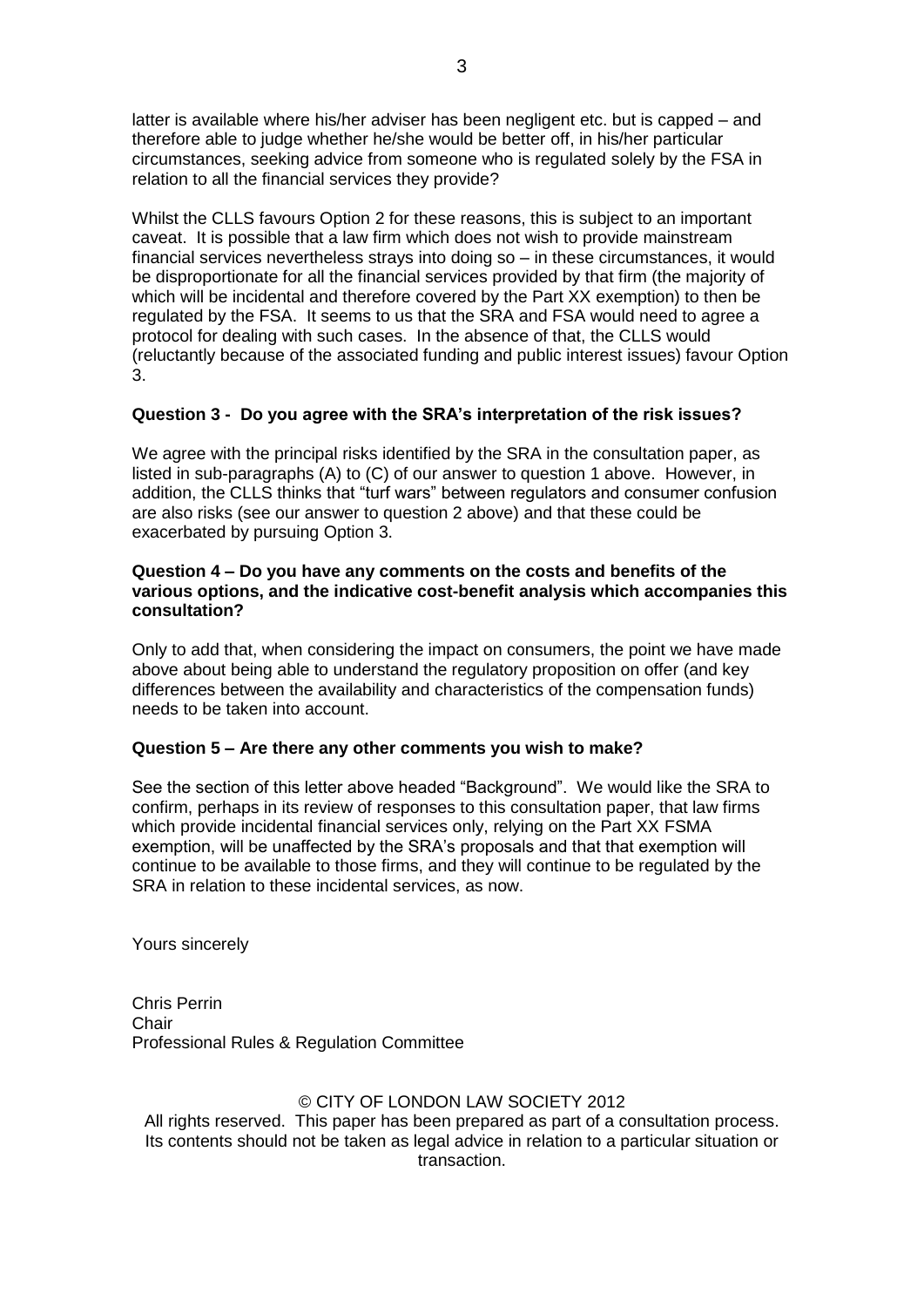latter is available where his/her adviser has been negligent etc. but is capped – and therefore able to judge whether he/she would be better off, in his/her particular circumstances, seeking advice from someone who is regulated solely by the FSA in relation to all the financial services they provide?

Whilst the CLLS favours Option 2 for these reasons, this is subject to an important caveat. It is possible that a law firm which does not wish to provide mainstream financial services nevertheless strays into doing so – in these circumstances, it would be disproportionate for all the financial services provided by that firm (the majority of which will be incidental and therefore covered by the Part XX exemption) to then be regulated by the FSA. It seems to us that the SRA and FSA would need to agree a protocol for dealing with such cases. In the absence of that, the CLLS would (reluctantly because of the associated funding and public interest issues) favour Option 3.

**Question 3 - Do you agree with the SRA's interpretation of the risk issues?**

We agree with the principal risks identified by the SRA in the consultation paper, as listed in sub-paragraphs (A) to (C) of our answer to question 1 above. However, in addition, the CLLS thinks that "turf wars" between regulators and consumer confusion are also risks (see our answer to question 2 above) and that these could be exacerbated by pursuing Option 3.

**Question 4 – Do you have any comments on the costs and benefits of the various options, and the indicative cost-benefit analysis which accompanies this consultation?**

Only to add that, when considering the impact on consumers, the point we have made above about being able to understand the regulatory proposition on offer (and key differences between the availability and characteristics of the compensation funds) needs to be taken into account.

**Question 5 – Are there any other comments you wish to make?**

See the section of this letter above headed "Background". We would like the SRA to confirm, perhaps in its review of responses to this consultation paper, that law firms which provide incidental financial services only, relying on the Part XX FSMA exemption, will be unaffected by the SRA's proposals and that that exemption will continue to be available to those firms, and they will continue to be regulated by the SRA in relation to these incidental services, as now.

Yours sincerely

Chris Perrin
Chair
Professional Rules & Regulation Committee

© CITY OF LONDON LAW SOCIETY 2012
All rights reserved. This paper has been prepared as part of a consultation process. Its contents should not be taken as legal advice in relation to a particular situation or transaction.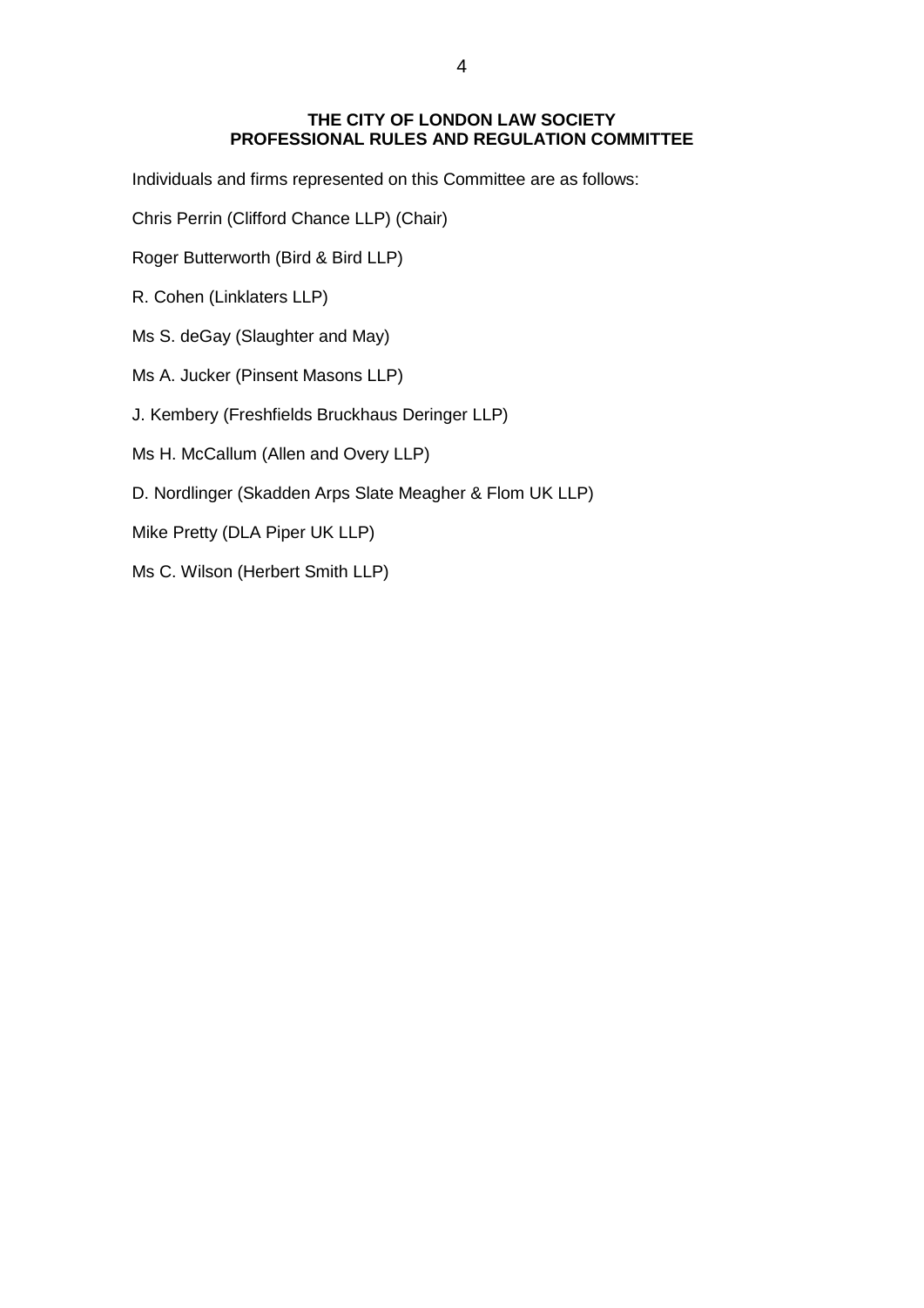**THE CITY OF LONDON LAW SOCIETY**
**PROFESSIONAL RULES AND REGULATION COMMITTEE**

Individuals and firms represented on this Committee are as follows:

Chris Perrin (Clifford Chance LLP) (Chair)

Roger Butterworth (Bird & Bird LLP)

R. Cohen (Linklaters LLP)

Ms S. deGay (Slaughter and May)

Ms A. Jucker (Pinsent Masons LLP)

J. Kembery (Freshfields Bruckhaus Deringer LLP)

Ms H. McCallum (Allen and Overy LLP)

D. Nordlinger (Skadden Arps Slate Meagher & Flom UK LLP)

Mike Pretty (DLA Piper UK LLP)

Ms C. Wilson (Herbert Smith LLP)